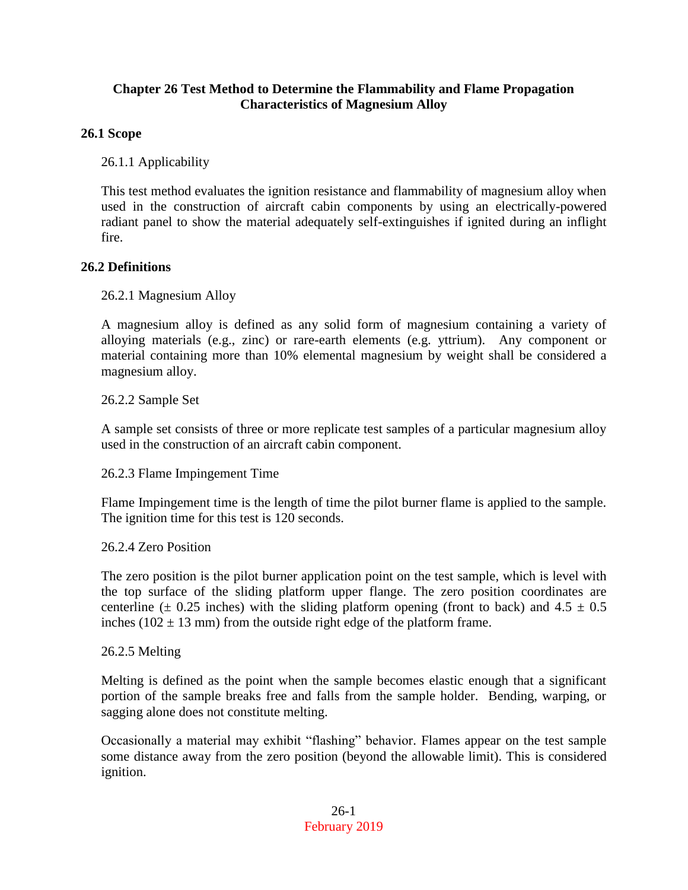# Chapter 26 Test Method to Determine the Flammability and Flame Propagation Characteristics of Magnesium Alloy

## 26.1 Scope

### 26.1.1 Applicability

This test method evaluates the ignition resistance and flammability of magnesium alloy when used in the construction of aircraft cabin components by using an electrically-powered radiant panel to show the material adequately self-extinguishes if ignited during an inflight fire.

## 26.2 Definitions

### 26.2.1 Magnesium Alloy

A magnesium alloy is defined as any solid form of magnesium containing a variety of alloying materials (e.g., zinc) or rare-earth elements (e.g. yttrium). Any component or material containing more than 10% elemental magnesium by weight shall be considered a magnesium alloy.

### 26.2.2 Sample Set

A sample set consists of three or more replicate test samples of a particular magnesium alloy used in the construction of an aircraft cabin component.

### 26.2.3 Flame Impingement Time

Flame Impingement time is the length of time the pilot burner flame is applied to the sample. The ignition time for this test is 120 seconds.

### 26.2.4 Zero Position

The zero position is the pilot burner application point on the test sample, which is level with the top surface of the sliding platform upper flange. The zero position coordinates are centerline (± 0.25 inches) with the sliding platform opening (front to back) and 4.5 ± 0.5 inches (102 ± 13 mm) from the outside right edge of the platform frame.

### 26.2.5 Melting

Melting is defined as the point when the sample becomes elastic enough that a significant portion of the sample breaks free and falls from the sample holder. Bending, warping, or sagging alone does not constitute melting.

Occasionally a material may exhibit "flashing" behavior. Flames appear on the test sample some distance away from the zero position (beyond the allowable limit). This is considered ignition.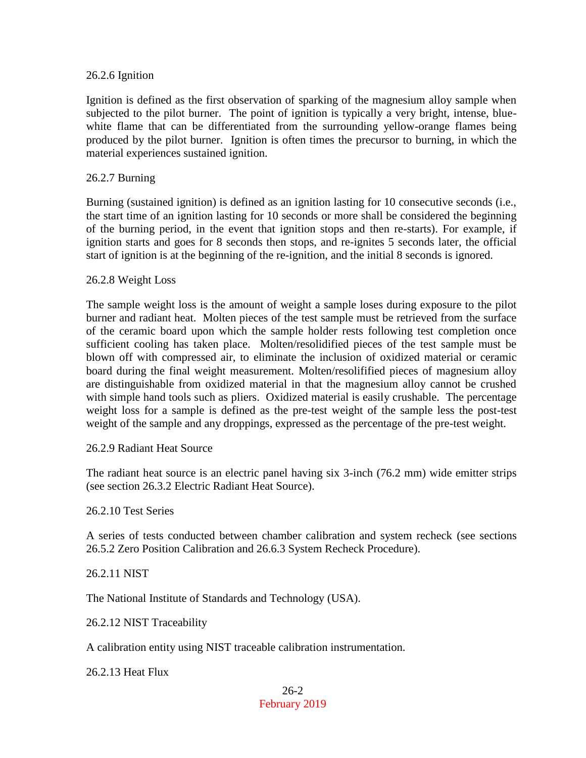### 26.2.6 Ignition

Ignition is defined as the first observation of sparking of the magnesium alloy sample when subjected to the pilot burner. The point of ignition is typically a very bright, intense, blue-white flame that can be differentiated from the surrounding yellow-orange flames being produced by the pilot burner. Ignition is often times the precursor to burning, in which the material experiences sustained ignition.

### 26.2.7 Burning

Burning (sustained ignition) is defined as an ignition lasting for 10 consecutive seconds (i.e., the start time of an ignition lasting for 10 seconds or more shall be considered the beginning of the burning period, in the event that ignition stops and then re-starts). For example, if ignition starts and goes for 8 seconds then stops, and re-ignites 5 seconds later, the official start of ignition is at the beginning of the re-ignition, and the initial 8 seconds is ignored.

### 26.2.8 Weight Loss

The sample weight loss is the amount of weight a sample loses during exposure to the pilot burner and radiant heat. Molten pieces of the test sample must be retrieved from the surface of the ceramic board upon which the sample holder rests following test completion once sufficient cooling has taken place. Molten/resolidified pieces of the test sample must be blown off with compressed air, to eliminate the inclusion of oxidized material or ceramic board during the final weight measurement. Molten/resolifified pieces of magnesium alloy are distinguishable from oxidized material in that the magnesium alloy cannot be crushed with simple hand tools such as pliers. Oxidized material is easily crushable. The percentage weight loss for a sample is defined as the pre-test weight of the sample less the post-test weight of the sample and any droppings, expressed as the percentage of the pre-test weight.

### 26.2.9 Radiant Heat Source

The radiant heat source is an electric panel having six 3-inch (76.2 mm) wide emitter strips (see section 26.3.2 Electric Radiant Heat Source).

### 26.2.10 Test Series

A series of tests conducted between chamber calibration and system recheck (see sections 26.5.2 Zero Position Calibration and 26.6.3 System Recheck Procedure).

### 26.2.11 NIST

The National Institute of Standards and Technology (USA).

### 26.2.12 NIST Traceability

A calibration entity using NIST traceable calibration instrumentation.

### 26.2.13 Heat Flux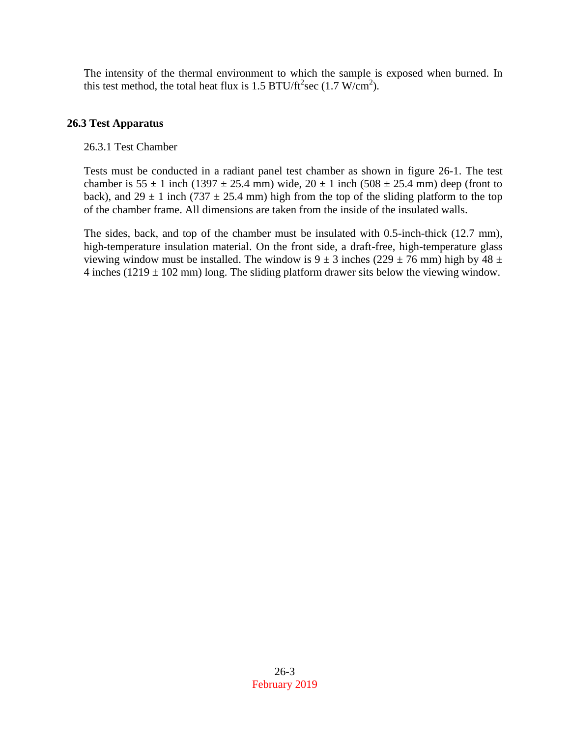The intensity of the thermal environment to which the sample is exposed when burned. In this test method, the total heat flux is 1.5 BTU/$ft^2$sec (1.7 W/$cm^2$).

## 26.3 Test Apparatus

26.3.1 Test Chamber

Tests must be conducted in a radiant panel test chamber as shown in figure 26-1. The test chamber is 55 ± 1 inch (1397 ± 25.4 mm) wide, 20 ± 1 inch (508 ± 25.4 mm) deep (front to back), and 29 ± 1 inch (737 ± 25.4 mm) high from the top of the sliding platform to the top of the chamber frame. All dimensions are taken from the inside of the insulated walls.

The sides, back, and top of the chamber must be insulated with 0.5-inch-thick (12.7 mm), high-temperature insulation material. On the front side, a draft-free, high-temperature glass viewing window must be installed. The window is 9 ± 3 inches (229 ± 76 mm) high by 48 ± 4 inches (1219 ± 102 mm) long. The sliding platform drawer sits below the viewing window.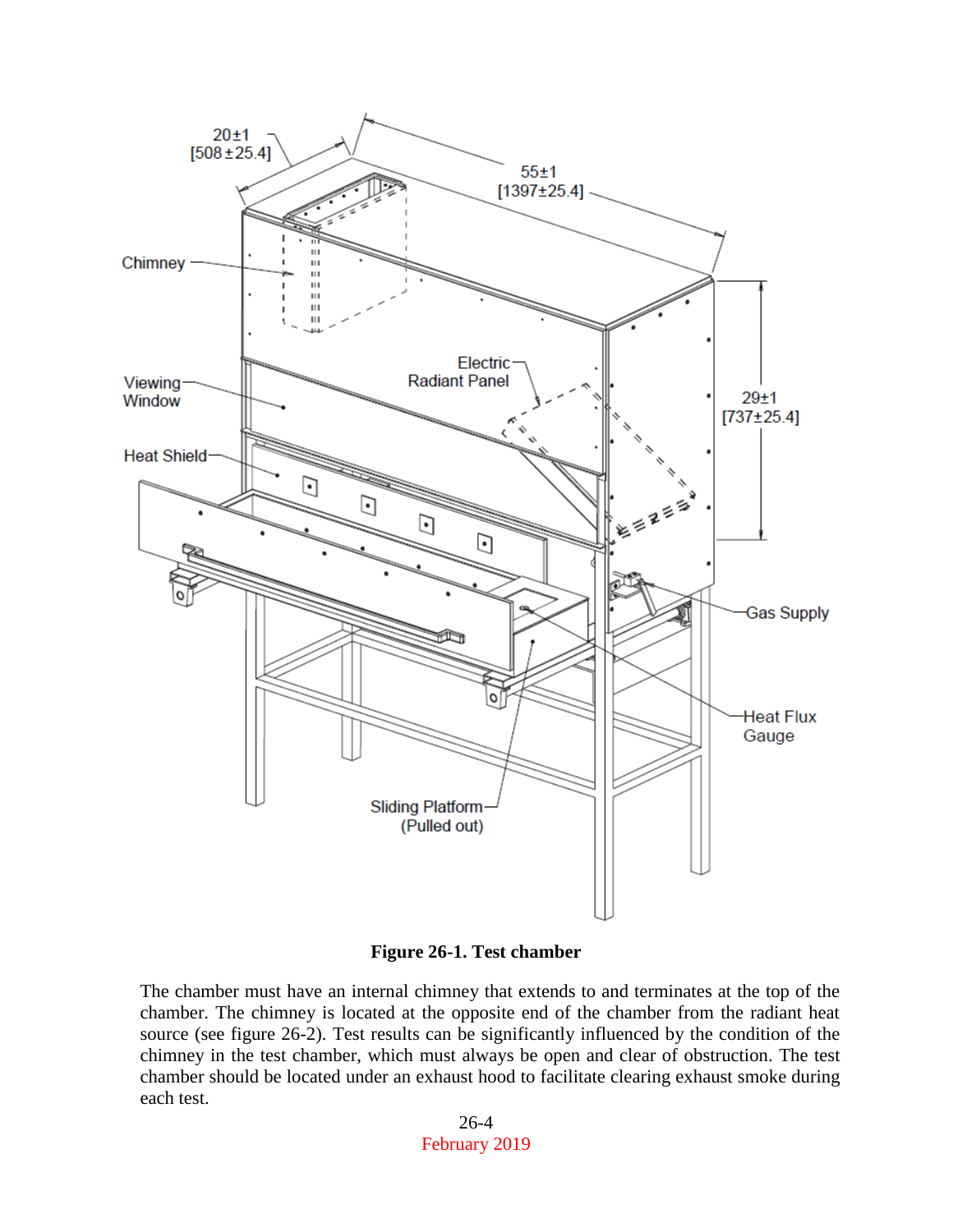**Figure 26-1. Test chamber**

The chamber must have an internal chimney that extends to and terminates at the top of the chamber. The chimney is located at the opposite end of the chamber from the radiant heat source (see figure 26-2). Test results can be significantly influenced by the condition of the chimney in the test chamber, which must always be open and clear of obstruction. The test chamber should be located under an exhaust hood to facilitate clearing exhaust smoke during each test.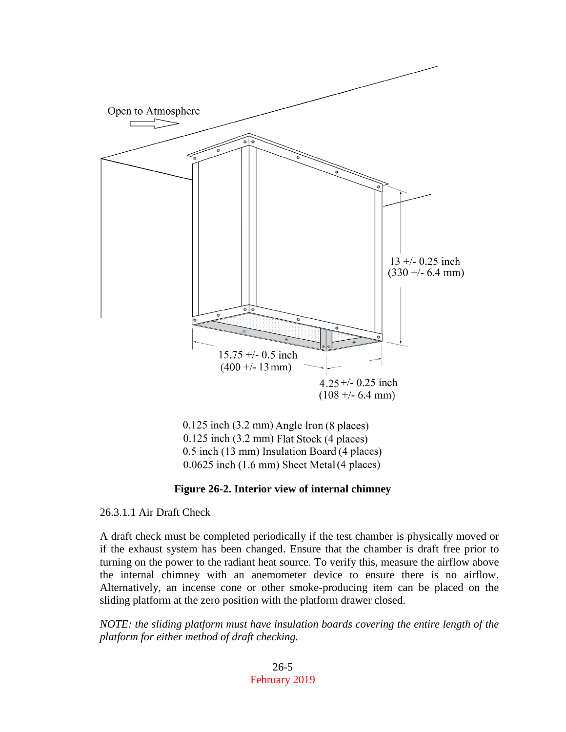Open to Atmosphere

13 +/- 0.25 inch (330 +/- 6.4 mm)

15.75 +/- 0.5 inch (400 +/- 13 mm)

4.25 +/- 0.25 inch (108 +/- 6.4 mm)

0.125 inch (3.2 mm) Angle Iron (8 places)
0.125 inch (3.2 mm) Flat Stock (4 places)
0.5 inch (13 mm) Insulation Board (4 places)
0.0625 inch (1.6 mm) Sheet Metal (4 places)

**Figure 26-2. Interior view of internal chimney**

26.3.1.1 Air Draft Check

A draft check must be completed periodically if the test chamber is physically moved or if the exhaust system has been changed. Ensure that the chamber is draft free prior to turning on the power to the radiant heat source. To verify this, measure the airflow above the internal chimney with an anemometer device to ensure there is no airflow. Alternatively, an incense cone or other smoke-producing item can be placed on the sliding platform at the zero position with the platform drawer closed.

*NOTE: the sliding platform must have insulation boards covering the entire length of the platform for either method of draft checking.*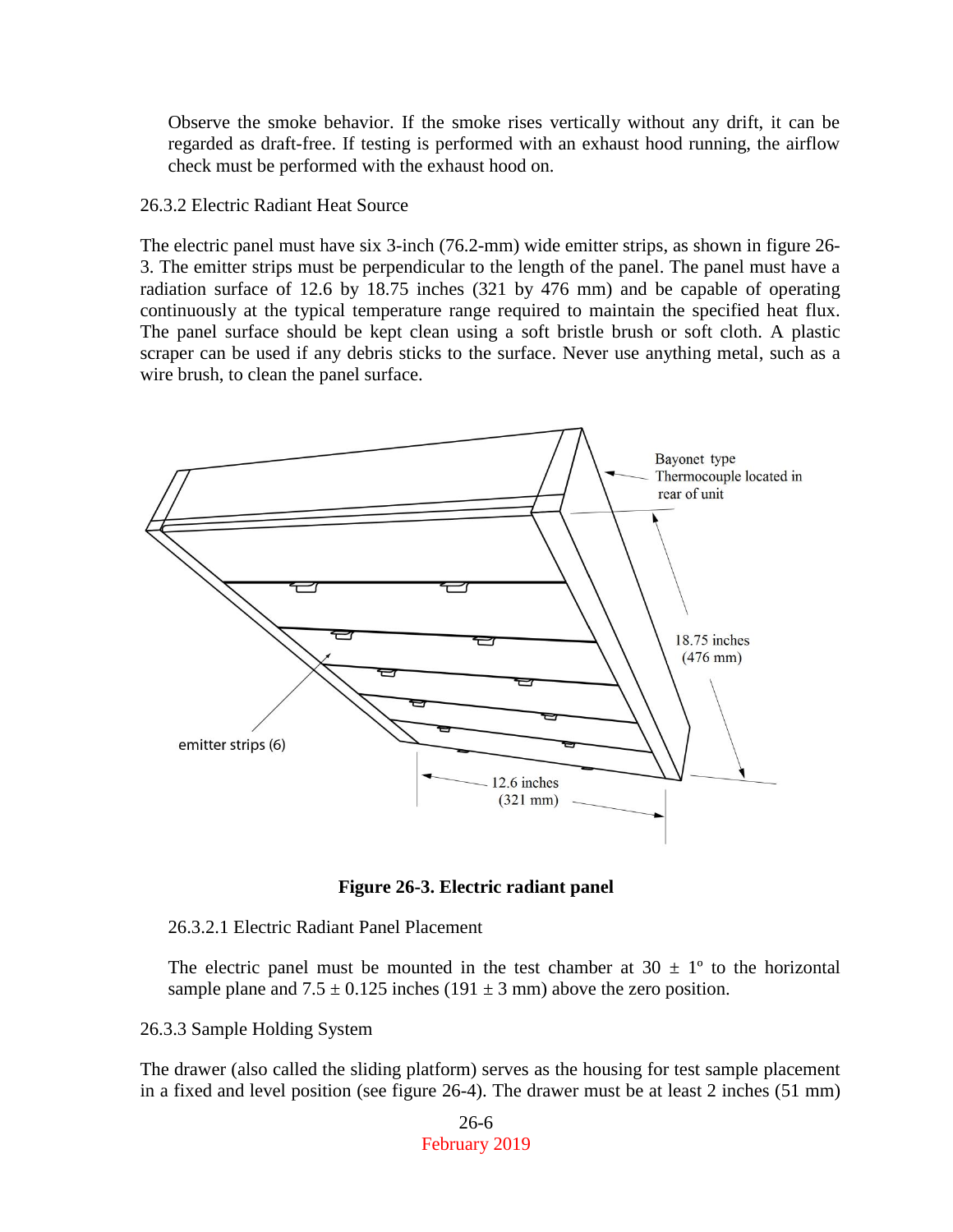Observe the smoke behavior. If the smoke rises vertically without any drift, it can be regarded as draft-free. If testing is performed with an exhaust hood running, the airflow check must be performed with the exhaust hood on.

26.3.2 Electric Radiant Heat Source

The electric panel must have six 3-inch (76.2-mm) wide emitter strips, as shown in figure 26-3. The emitter strips must be perpendicular to the length of the panel. The panel must have a radiation surface of 12.6 by 18.75 inches (321 by 476 mm) and be capable of operating continuously at the typical temperature range required to maintain the specified heat flux. The panel surface should be kept clean using a soft bristle brush or soft cloth. A plastic scraper can be used if any debris sticks to the surface. Never use anything metal, such as a wire brush, to clean the panel surface.

**Figure 26-3. Electric radiant panel**

26.3.2.1 Electric Radiant Panel Placement

The electric panel must be mounted in the test chamber at 30 ± 1° to the horizontal sample plane and 7.5 ± 0.125 inches (191 ± 3 mm) above the zero position.

26.3.3 Sample Holding System

The drawer (also called the sliding platform) serves as the housing for test sample placement in a fixed and level position (see figure 26-4). The drawer must be at least 2 inches (51 mm)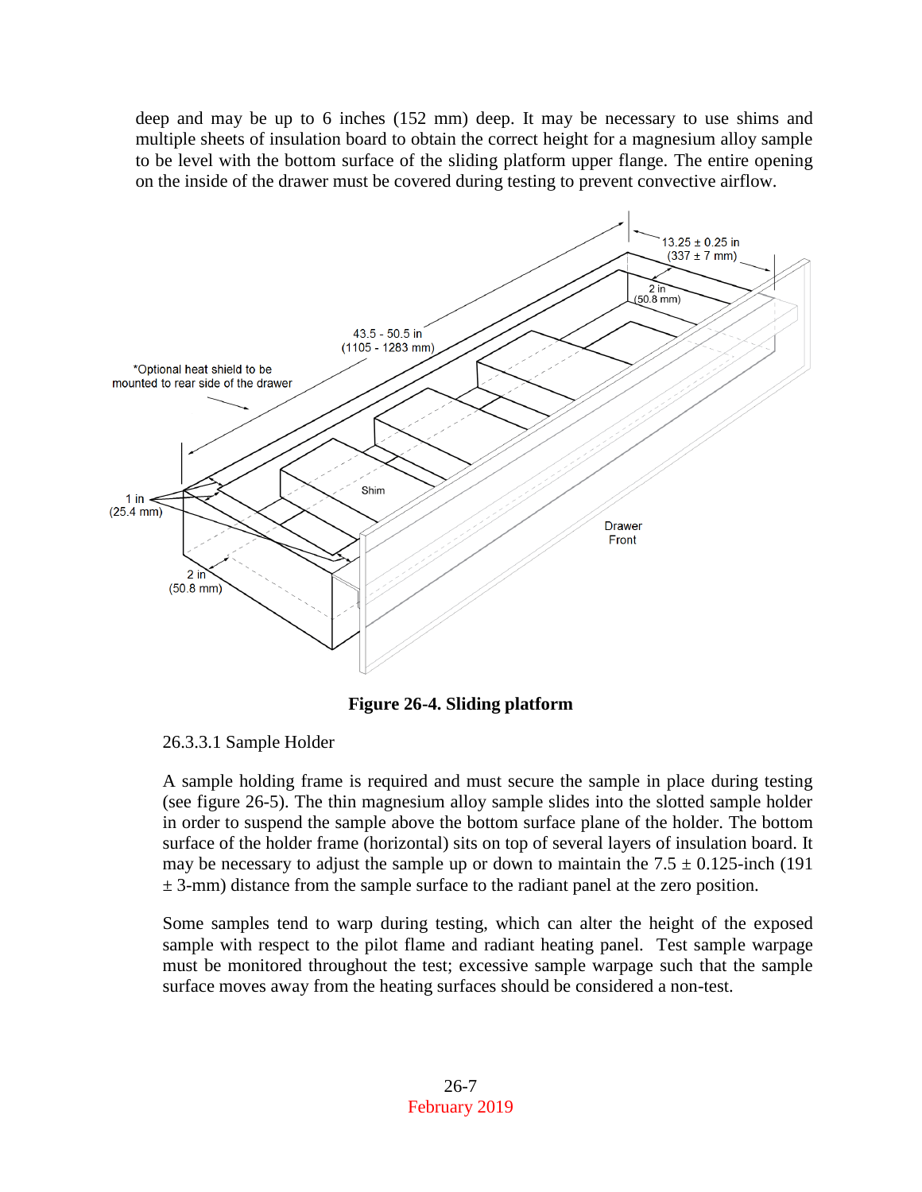deep and may be up to 6 inches (152 mm) deep. It may be necessary to use shims and multiple sheets of insulation board to obtain the correct height for a magnesium alloy sample to be level with the bottom surface of the sliding platform upper flange. The entire opening on the inside of the drawer must be covered during testing to prevent convective airflow.

**Figure 26-4. Sliding platform**

26.3.3.1 Sample Holder

A sample holding frame is required and must secure the sample in place during testing (see figure 26-5). The thin magnesium alloy sample slides into the slotted sample holder in order to suspend the sample above the bottom surface plane of the holder. The bottom surface of the holder frame (horizontal) sits on top of several layers of insulation board. It may be necessary to adjust the sample up or down to maintain the 7.5 ± 0.125-inch (191 ± 3-mm) distance from the sample surface to the radiant panel at the zero position.

Some samples tend to warp during testing, which can alter the height of the exposed sample with respect to the pilot flame and radiant heating panel. Test sample warpage must be monitored throughout the test; excessive sample warpage such that the sample surface moves away from the heating surfaces should be considered a non-test.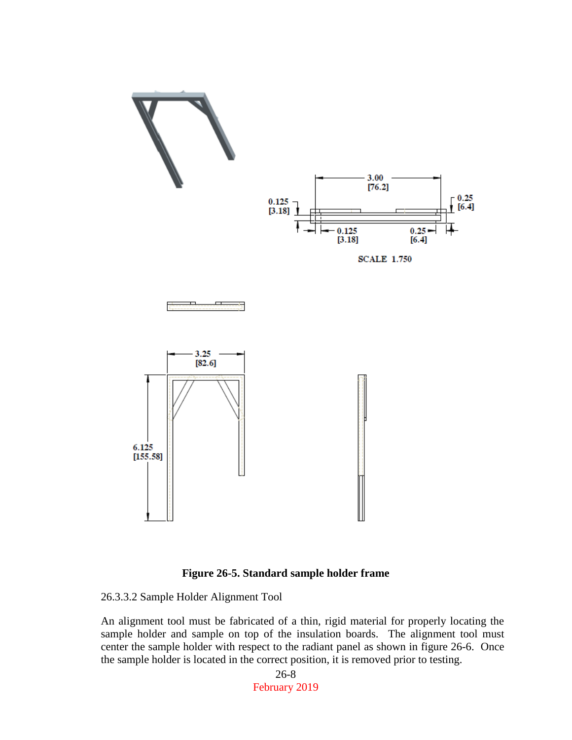3.00
[76.2]

0.125
[3.18]

0.25
[6.4]

0.125
[3.18]

0.25
[6.4]

SCALE 1.750

3.25
[82.6]

6.125
[155.58]

**Figure 26-5. Standard sample holder frame**

26.3.3.2 Sample Holder Alignment Tool

An alignment tool must be fabricated of a thin, rigid material for properly locating the sample holder and sample on top of the insulation boards. The alignment tool must center the sample holder with respect to the radiant panel as shown in figure 26-6. Once the sample holder is located in the correct position, it is removed prior to testing.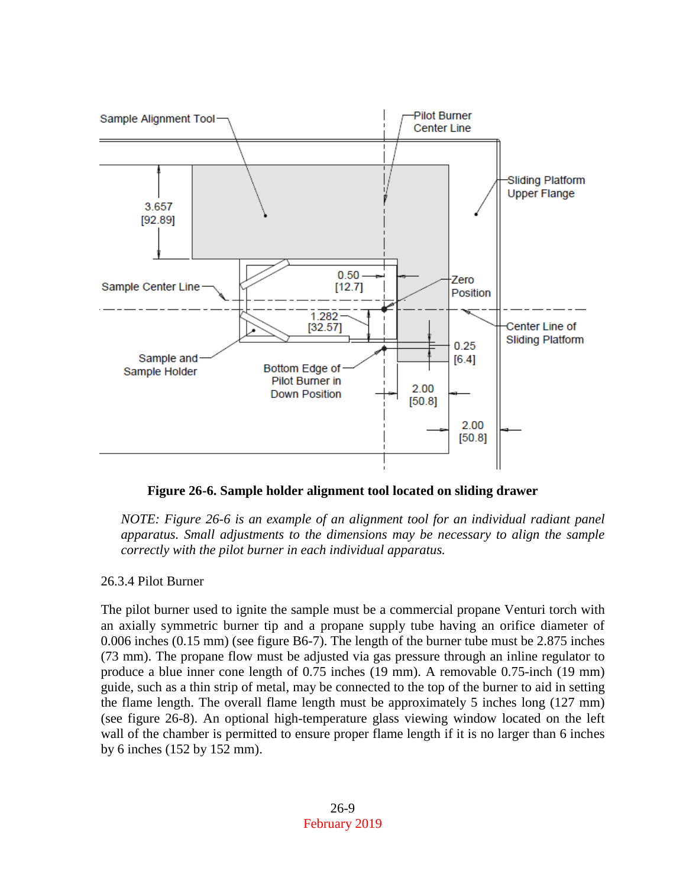Sample Alignment Tool

Pilot Burner Center Line

Sliding Platform Upper Flange

3.657 [92.89]

0.50 [12.7]

Zero Position

Sample Center Line

1.282 [32.57]

Center Line of Sliding Platform

0.25 [6.4]

Sample and Sample Holder

Bottom Edge of Pilot Burner in Down Position

2.00 [50.8]

2.00 [50.8]

**Figure 26-6. Sample holder alignment tool located on sliding drawer**

*NOTE: Figure 26-6 is an example of an alignment tool for an individual radiant panel apparatus. Small adjustments to the dimensions may be necessary to align the sample correctly with the pilot burner in each individual apparatus.*

26.3.4 Pilot Burner

The pilot burner used to ignite the sample must be a commercial propane Venturi torch with an axially symmetric burner tip and a propane supply tube having an orifice diameter of 0.006 inches (0.15 mm) (see figure B6-7). The length of the burner tube must be 2.875 inches (73 mm). The propane flow must be adjusted via gas pressure through an inline regulator to produce a blue inner cone length of 0.75 inches (19 mm). A removable 0.75-inch (19 mm) guide, such as a thin strip of metal, may be connected to the top of the burner to aid in setting the flame length. The overall flame length must be approximately 5 inches long (127 mm) (see figure 26-8). An optional high-temperature glass viewing window located on the left wall of the chamber is permitted to ensure proper flame length if it is no larger than 6 inches by 6 inches (152 by 152 mm).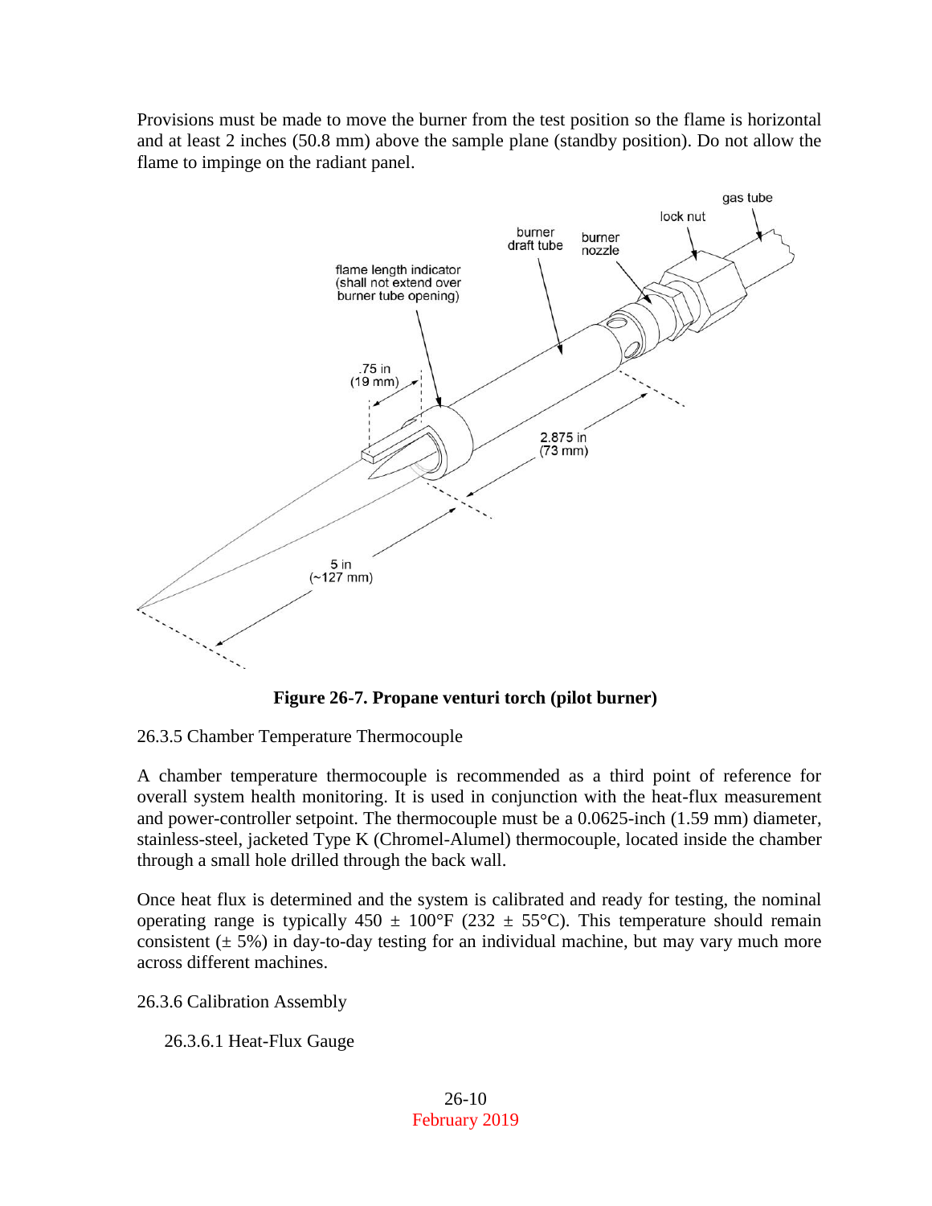Provisions must be made to move the burner from the test position so the flame is horizontal and at least 2 inches (50.8 mm) above the sample plane (standby position). Do not allow the flame to impinge on the radiant panel.

**Figure 26-7. Propane venturi torch (pilot burner)**

26.3.5 Chamber Temperature Thermocouple

A chamber temperature thermocouple is recommended as a third point of reference for overall system health monitoring. It is used in conjunction with the heat-flux measurement and power-controller setpoint. The thermocouple must be a 0.0625-inch (1.59 mm) diameter, stainless-steel, jacketed Type K (Chromel-Alumel) thermocouple, located inside the chamber through a small hole drilled through the back wall.

Once heat flux is determined and the system is calibrated and ready for testing, the nominal operating range is typically 450 ± 100°F (232 ± 55°C). This temperature should remain consistent (± 5%) in day-to-day testing for an individual machine, but may vary much more across different machines.

26.3.6 Calibration Assembly

26.3.6.1 Heat-Flux Gauge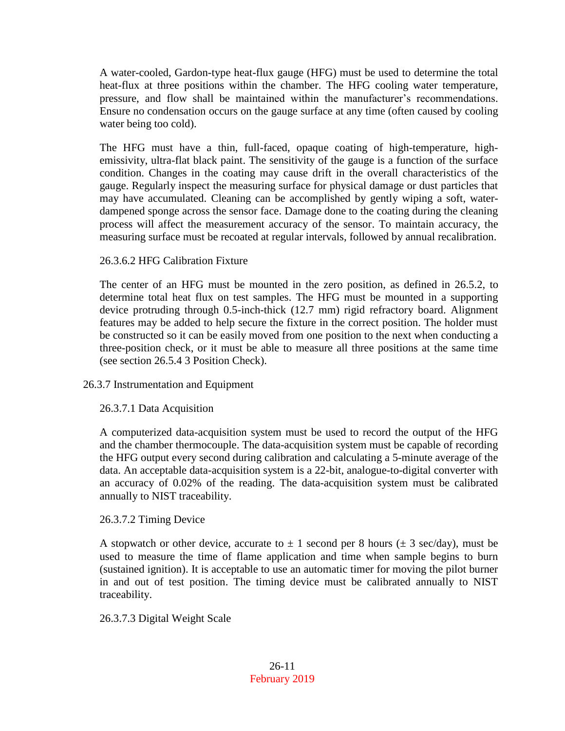A water-cooled, Gardon-type heat-flux gauge (HFG) must be used to determine the total heat-flux at three positions within the chamber. The HFG cooling water temperature, pressure, and flow shall be maintained within the manufacturer's recommendations. Ensure no condensation occurs on the gauge surface at any time (often caused by cooling water being too cold).

The HFG must have a thin, full-faced, opaque coating of high-temperature, high-emissivity, ultra-flat black paint. The sensitivity of the gauge is a function of the surface condition. Changes in the coating may cause drift in the overall characteristics of the gauge. Regularly inspect the measuring surface for physical damage or dust particles that may have accumulated. Cleaning can be accomplished by gently wiping a soft, water-dampened sponge across the sensor face. Damage done to the coating during the cleaning process will affect the measurement accuracy of the sensor. To maintain accuracy, the measuring surface must be recoated at regular intervals, followed by annual recalibration.

#### 26.3.6.2 HFG Calibration Fixture

The center of an HFG must be mounted in the zero position, as defined in 26.5.2, to determine total heat flux on test samples. The HFG must be mounted in a supporting device protruding through 0.5-inch-thick (12.7 mm) rigid refractory board. Alignment features may be added to help secure the fixture in the correct position. The holder must be constructed so it can be easily moved from one position to the next when conducting a three-position check, or it must be able to measure all three positions at the same time (see section 26.5.4 3 Position Check).

### 26.3.7 Instrumentation and Equipment

#### 26.3.7.1 Data Acquisition

A computerized data-acquisition system must be used to record the output of the HFG and the chamber thermocouple. The data-acquisition system must be capable of recording the HFG output every second during calibration and calculating a 5-minute average of the data. An acceptable data-acquisition system is a 22-bit, analogue-to-digital converter with an accuracy of 0.02% of the reading. The data-acquisition system must be calibrated annually to NIST traceability.

#### 26.3.7.2 Timing Device

A stopwatch or other device, accurate to ± 1 second per 8 hours (± 3 sec/day), must be used to measure the time of flame application and time when sample begins to burn (sustained ignition). It is acceptable to use an automatic timer for moving the pilot burner in and out of test position. The timing device must be calibrated annually to NIST traceability.

#### 26.3.7.3 Digital Weight Scale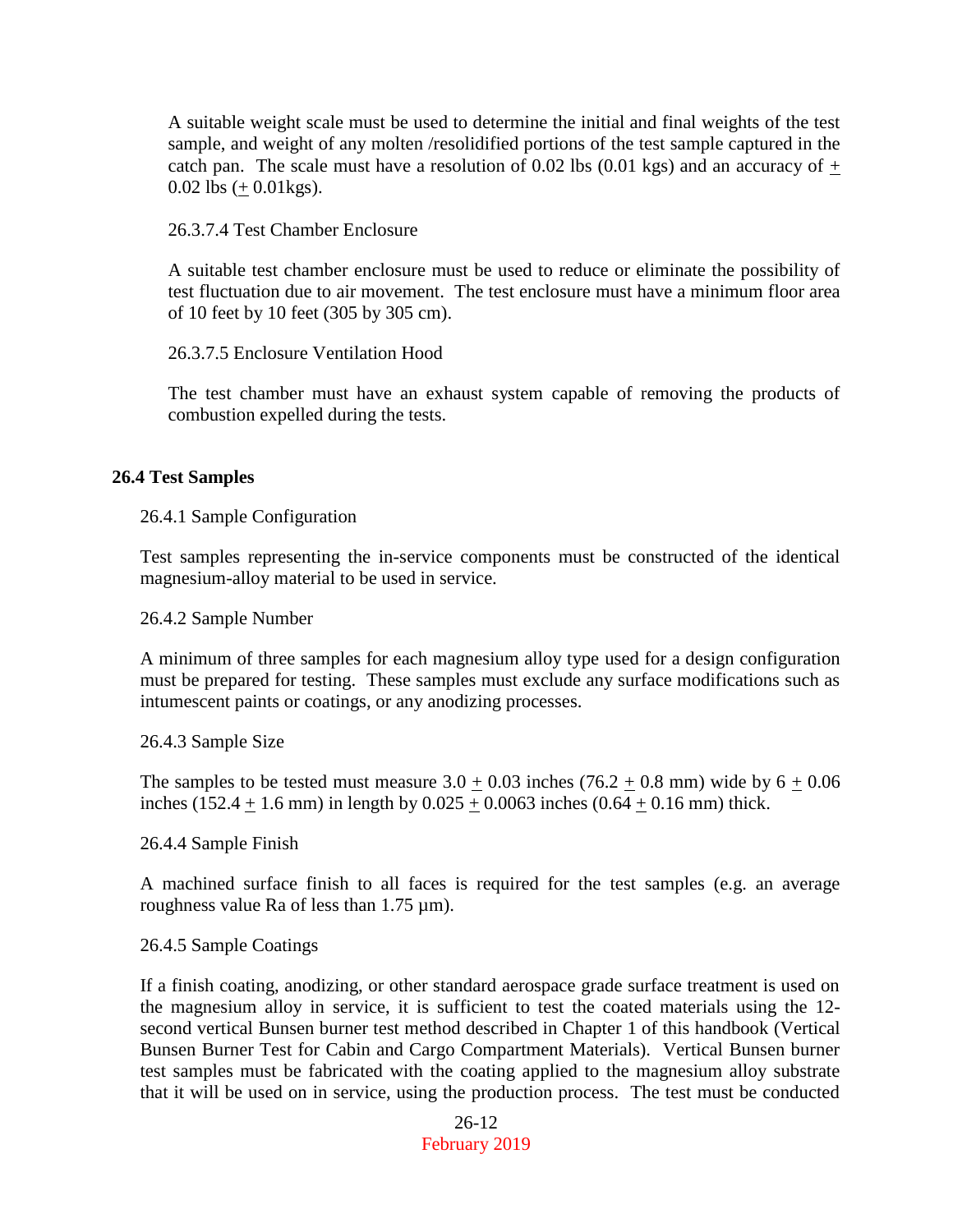A suitable weight scale must be used to determine the initial and final weights of the test sample, and weight of any molten /resolidified portions of the test sample captured in the catch pan. The scale must have a resolution of 0.02 lbs (0.01 kgs) and an accuracy of $\pm$ 0.02 lbs ($\pm$ 0.01kgs).

26.3.7.4 Test Chamber Enclosure

A suitable test chamber enclosure must be used to reduce or eliminate the possibility of test fluctuation due to air movement. The test enclosure must have a minimum floor area of 10 feet by 10 feet (305 by 305 cm).

26.3.7.5 Enclosure Ventilation Hood

The test chamber must have an exhaust system capable of removing the products of combustion expelled during the tests.

## 26.4 Test Samples

26.4.1 Sample Configuration

Test samples representing the in-service components must be constructed of the identical magnesium-alloy material to be used in service.

26.4.2 Sample Number

A minimum of three samples for each magnesium alloy type used for a design configuration must be prepared for testing. These samples must exclude any surface modifications such as intumescent paints or coatings, or any anodizing processes.

26.4.3 Sample Size

The samples to be tested must measure 3.0 $\pm$ 0.03 inches (76.2 $\pm$ 0.8 mm) wide by 6 $\pm$ 0.06 inches (152.4 $\pm$ 1.6 mm) in length by 0.025 $\pm$ 0.0063 inches (0.64 $\pm$ 0.16 mm) thick.

26.4.4 Sample Finish

A machined surface finish to all faces is required for the test samples (e.g. an average roughness value Ra of less than 1.75 µm).

26.4.5 Sample Coatings

If a finish coating, anodizing, or other standard aerospace grade surface treatment is used on the magnesium alloy in service, it is sufficient to test the coated materials using the 12-second vertical Bunsen burner test method described in Chapter 1 of this handbook (Vertical Bunsen Burner Test for Cabin and Cargo Compartment Materials). Vertical Bunsen burner test samples must be fabricated with the coating applied to the magnesium alloy substrate that it will be used on in service, using the production process. The test must be conducted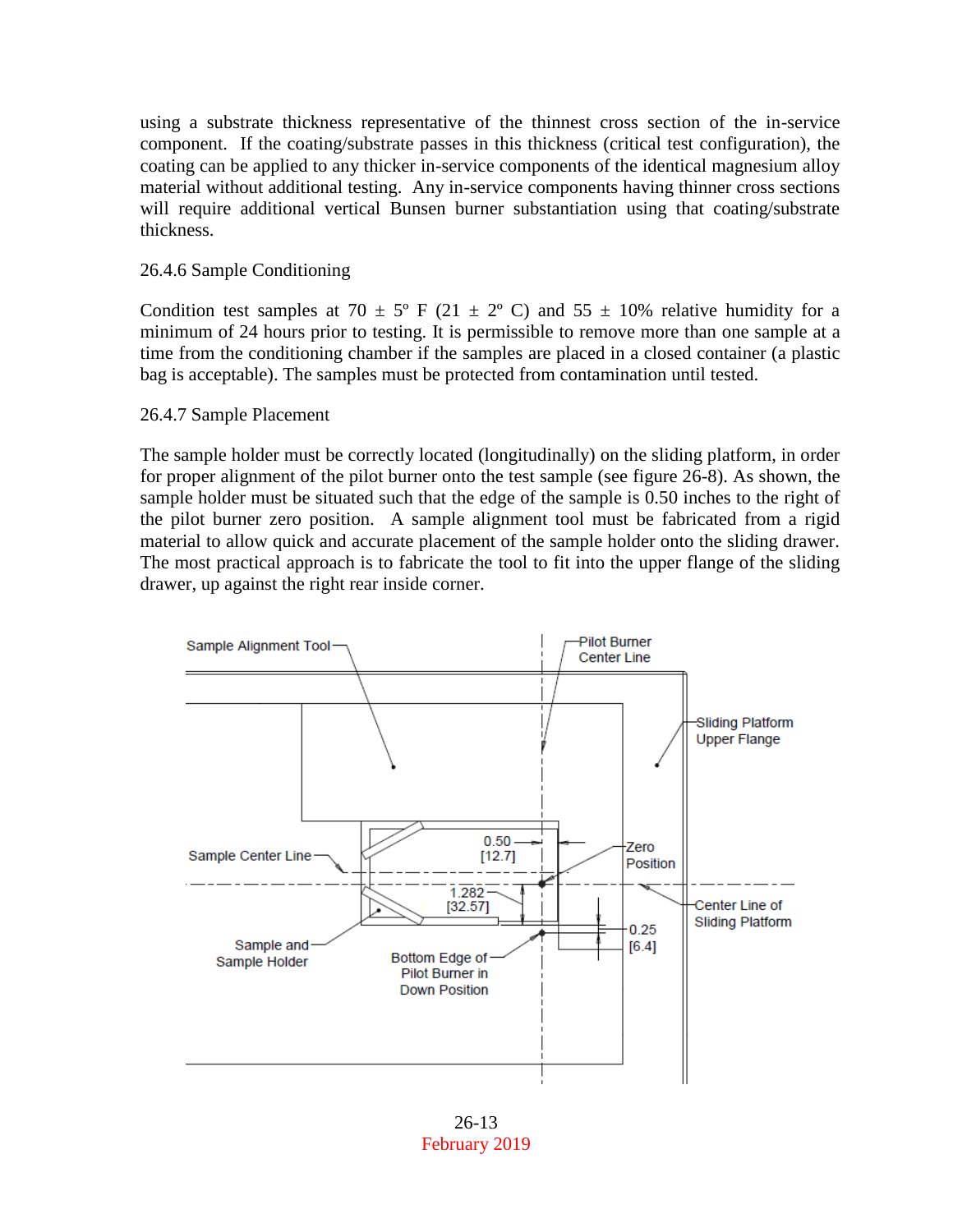using a substrate thickness representative of the thinnest cross section of the in-service component. If the coating/substrate passes in this thickness (critical test configuration), the coating can be applied to any thicker in-service components of the identical magnesium alloy material without additional testing. Any in-service components having thinner cross sections will require additional vertical Bunsen burner substantiation using that coating/substrate thickness.

26.4.6 Sample Conditioning

Condition test samples at 70 ± 5º F (21 ± 2º C) and 55 ± 10% relative humidity for a minimum of 24 hours prior to testing. It is permissible to remove more than one sample at a time from the conditioning chamber if the samples are placed in a closed container (a plastic bag is acceptable). The samples must be protected from contamination until tested.

26.4.7 Sample Placement

The sample holder must be correctly located (longitudinally) on the sliding platform, in order for proper alignment of the pilot burner onto the test sample (see figure 26-8). As shown, the sample holder must be situated such that the edge of the sample is 0.50 inches to the right of the pilot burner zero position. A sample alignment tool must be fabricated from a rigid material to allow quick and accurate placement of the sample holder onto the sliding drawer. The most practical approach is to fabricate the tool to fit into the upper flange of the sliding drawer, up against the right rear inside corner.

Sample Alignment Tool
Pilot Burner Center Line
Sliding Platform Upper Flange
0.50 [12.7]
Zero Position
Sample Center Line
1.282 [32.57]
Center Line of Sliding Platform
0.25 [6.4]
Sample and Sample Holder
Bottom Edge of Pilot Burner in Down Position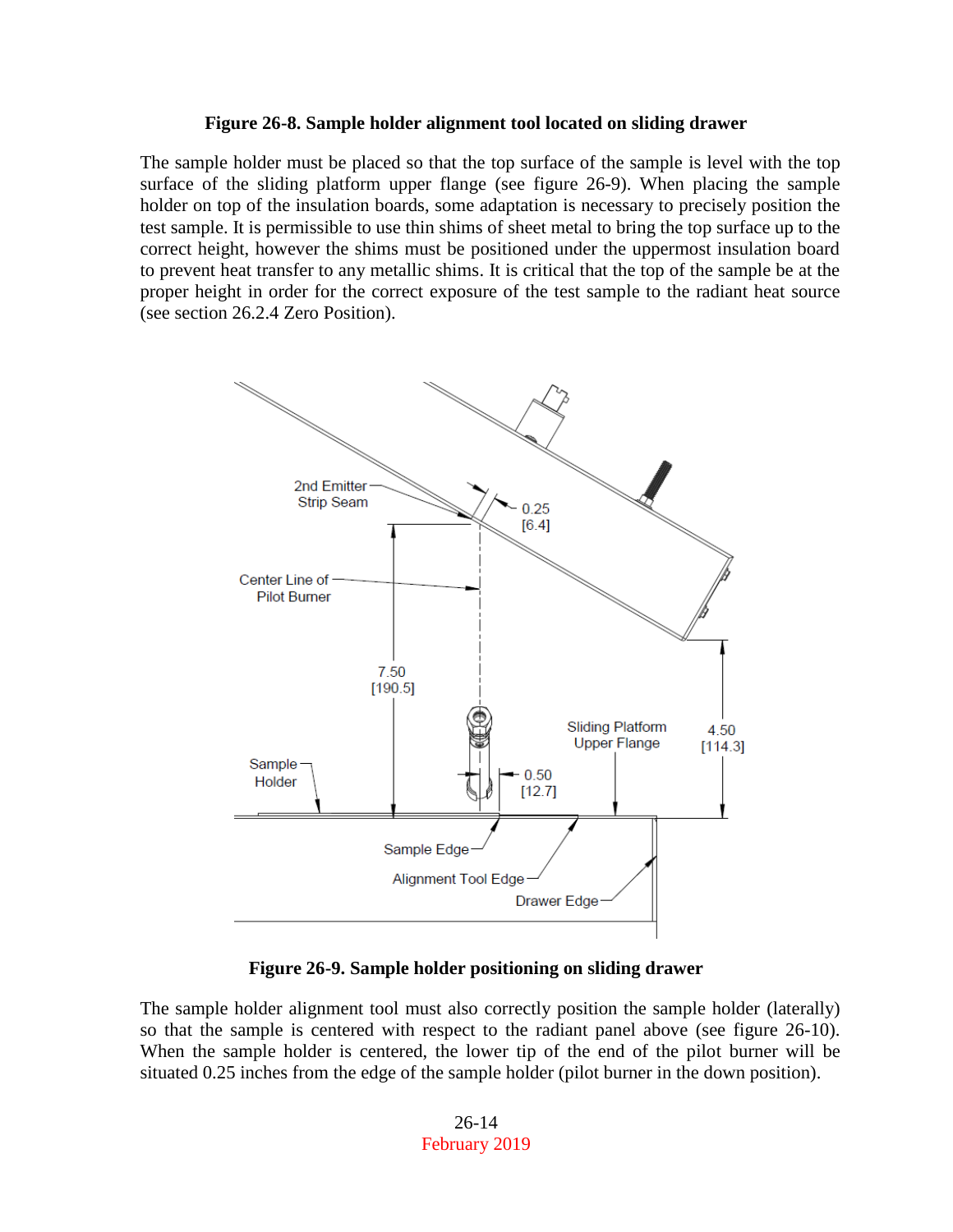**Figure 26-8. Sample holder alignment tool located on sliding drawer**

The sample holder must be placed so that the top surface of the sample is level with the top surface of the sliding platform upper flange (see figure 26-9). When placing the sample holder on top of the insulation boards, some adaptation is necessary to precisely position the test sample. It is permissible to use thin shims of sheet metal to bring the top surface up to the correct height, however the shims must be positioned under the uppermost insulation board to prevent heat transfer to any metallic shims. It is critical that the top of the sample be at the proper height in order for the correct exposure of the test sample to the radiant heat source (see section 26.2.4 Zero Position).

**Figure 26-9. Sample holder positioning on sliding drawer**

The sample holder alignment tool must also correctly position the sample holder (laterally) so that the sample is centered with respect to the radiant panel above (see figure 26-10). When the sample holder is centered, the lower tip of the end of the pilot burner will be situated 0.25 inches from the edge of the sample holder (pilot burner in the down position).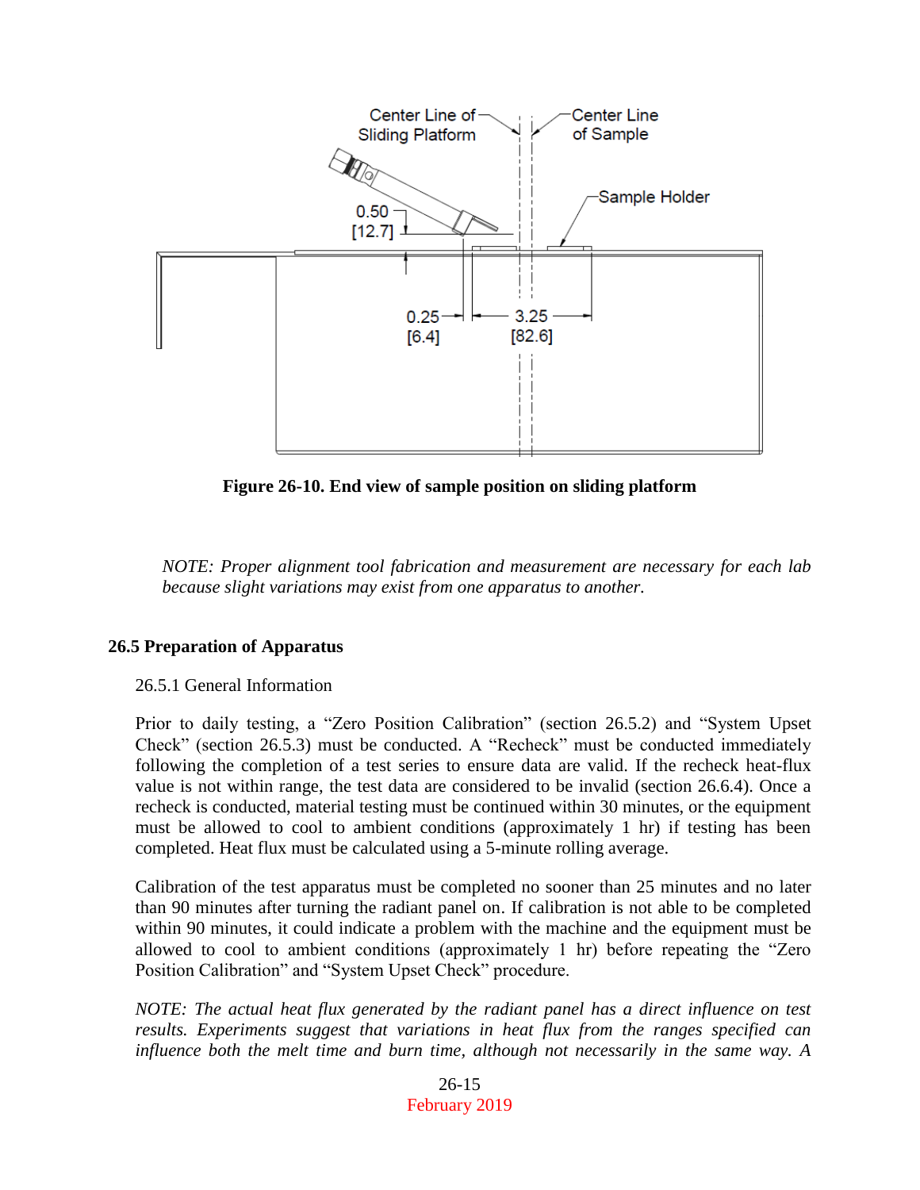**Figure 26-10. End view of sample position on sliding platform**

*NOTE: Proper alignment tool fabrication and measurement are necessary for each lab because slight variations may exist from one apparatus to another.*

## 26.5 Preparation of Apparatus

### 26.5.1 General Information

Prior to daily testing, a "Zero Position Calibration" (section 26.5.2) and "System Upset Check" (section 26.5.3) must be conducted. A "Recheck" must be conducted immediately following the completion of a test series to ensure data are valid. If the recheck heat-flux value is not within range, the test data are considered to be invalid (section 26.6.4). Once a recheck is conducted, material testing must be continued within 30 minutes, or the equipment must be allowed to cool to ambient conditions (approximately 1 hr) if testing has been completed. Heat flux must be calculated using a 5-minute rolling average.

Calibration of the test apparatus must be completed no sooner than 25 minutes and no later than 90 minutes after turning the radiant panel on. If calibration is not able to be completed within 90 minutes, it could indicate a problem with the machine and the equipment must be allowed to cool to ambient conditions (approximately 1 hr) before repeating the "Zero Position Calibration" and "System Upset Check" procedure.

*NOTE: The actual heat flux generated by the radiant panel has a direct influence on test results. Experiments suggest that variations in heat flux from the ranges specified can influence both the melt time and burn time, although not necessarily in the same way. A*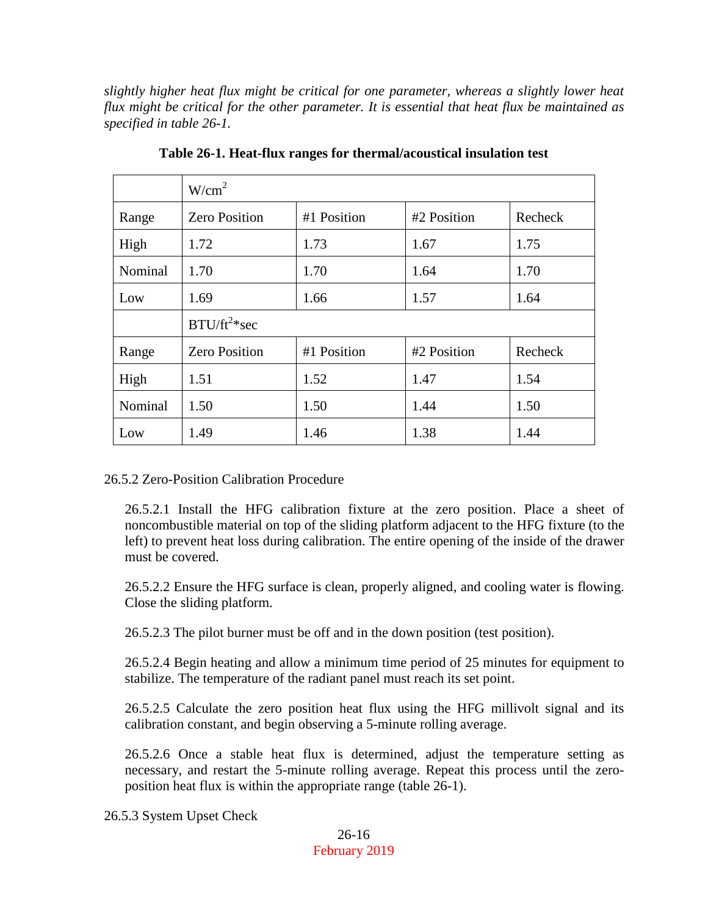*slightly higher heat flux might be critical for one parameter, whereas a slightly lower heat flux might be critical for the other parameter. It is essential that heat flux be maintained as specified in table 26-1.*

**Table 26-1. Heat-flux ranges for thermal/acoustical insulation test**

| | W/cm$^2$ | | | |
|---|---|---|---|---|
| Range | Zero Position | #1 Position | #2 Position | Recheck |
| High | 1.72 | 1.73 | 1.67 | 1.75 |
| Nominal | 1.70 | 1.70 | 1.64 | 1.70 |
| Low | 1.69 | 1.66 | 1.57 | 1.64 |
| | BTU/ft$^2$*sec | | | |
| Range | Zero Position | #1 Position | #2 Position | Recheck |
| High | 1.51 | 1.52 | 1.47 | 1.54 |
| Nominal | 1.50 | 1.50 | 1.44 | 1.50 |
| Low | 1.49 | 1.46 | 1.38 | 1.44 |

26.5.2 Zero-Position Calibration Procedure

26.5.2.1 Install the HFG calibration fixture at the zero position. Place a sheet of noncombustible material on top of the sliding platform adjacent to the HFG fixture (to the left) to prevent heat loss during calibration. The entire opening of the inside of the drawer must be covered.

26.5.2.2 Ensure the HFG surface is clean, properly aligned, and cooling water is flowing. Close the sliding platform.

26.5.2.3 The pilot burner must be off and in the down position (test position).

26.5.2.4 Begin heating and allow a minimum time period of 25 minutes for equipment to stabilize. The temperature of the radiant panel must reach its set point.

26.5.2.5 Calculate the zero position heat flux using the HFG millivolt signal and its calibration constant, and begin observing a 5-minute rolling average.

26.5.2.6 Once a stable heat flux is determined, adjust the temperature setting as necessary, and restart the 5-minute rolling average. Repeat this process until the zero-position heat flux is within the appropriate range (table 26-1).

26.5.3 System Upset Check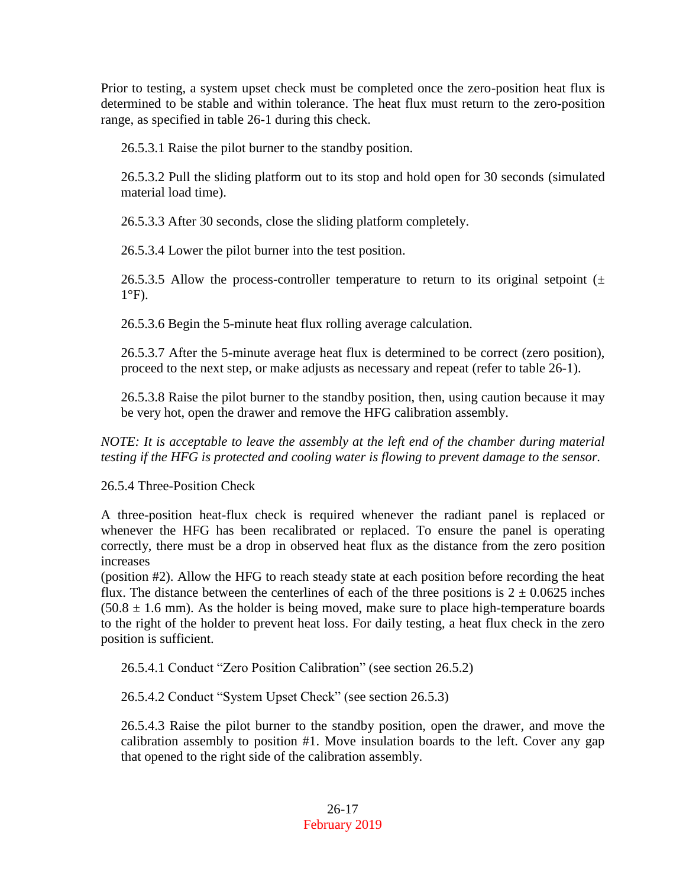Prior to testing, a system upset check must be completed once the zero-position heat flux is determined to be stable and within tolerance. The heat flux must return to the zero-position range, as specified in table 26-1 during this check.

26.5.3.1 Raise the pilot burner to the standby position.

26.5.3.2 Pull the sliding platform out to its stop and hold open for 30 seconds (simulated material load time).

26.5.3.3 After 30 seconds, close the sliding platform completely.

26.5.3.4 Lower the pilot burner into the test position.

26.5.3.5 Allow the process-controller temperature to return to its original setpoint (± 1°F).

26.5.3.6 Begin the 5-minute heat flux rolling average calculation.

26.5.3.7 After the 5-minute average heat flux is determined to be correct (zero position), proceed to the next step, or make adjusts as necessary and repeat (refer to table 26-1).

26.5.3.8 Raise the pilot burner to the standby position, then, using caution because it may be very hot, open the drawer and remove the HFG calibration assembly.

*NOTE: It is acceptable to leave the assembly at the left end of the chamber during material testing if the HFG is protected and cooling water is flowing to prevent damage to the sensor.*

26.5.4 Three-Position Check

A three-position heat-flux check is required whenever the radiant panel is replaced or whenever the HFG has been recalibrated or replaced. To ensure the panel is operating correctly, there must be a drop in observed heat flux as the distance from the zero position increases
(position #2). Allow the HFG to reach steady state at each position before recording the heat flux. The distance between the centerlines of each of the three positions is 2 ± 0.0625 inches (50.8 ± 1.6 mm). As the holder is being moved, make sure to place high-temperature boards to the right of the holder to prevent heat loss. For daily testing, a heat flux check in the zero position is sufficient.

26.5.4.1 Conduct "Zero Position Calibration" (see section 26.5.2)

26.5.4.2 Conduct "System Upset Check" (see section 26.5.3)

26.5.4.3 Raise the pilot burner to the standby position, open the drawer, and move the calibration assembly to position #1. Move insulation boards to the left. Cover any gap that opened to the right side of the calibration assembly.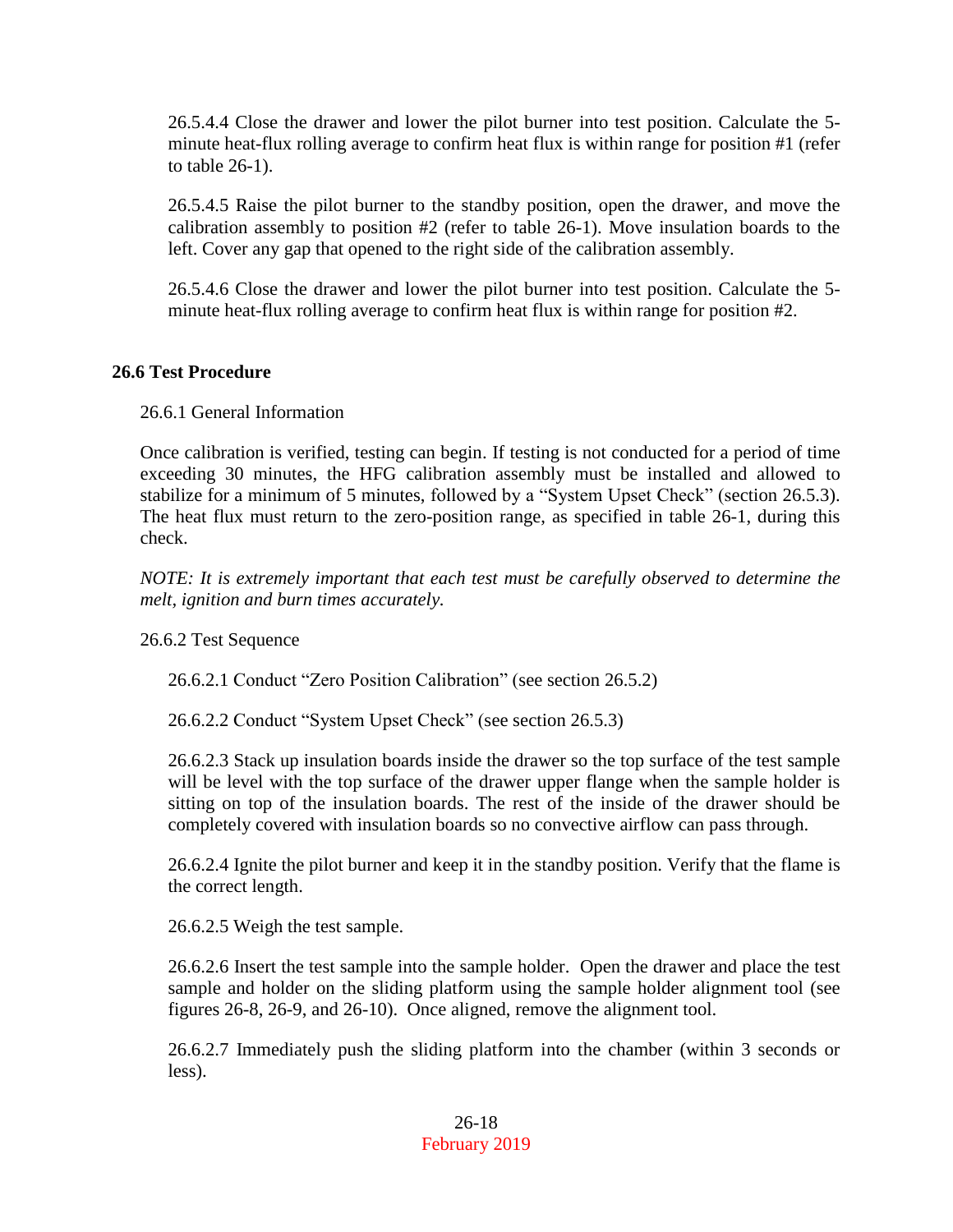26.5.4.4 Close the drawer and lower the pilot burner into test position. Calculate the 5-minute heat-flux rolling average to confirm heat flux is within range for position #1 (refer to table 26-1).

26.5.4.5 Raise the pilot burner to the standby position, open the drawer, and move the calibration assembly to position #2 (refer to table 26-1). Move insulation boards to the left. Cover any gap that opened to the right side of the calibration assembly.

26.5.4.6 Close the drawer and lower the pilot burner into test position. Calculate the 5-minute heat-flux rolling average to confirm heat flux is within range for position #2.

## 26.6 Test Procedure

26.6.1 General Information

Once calibration is verified, testing can begin. If testing is not conducted for a period of time exceeding 30 minutes, the HFG calibration assembly must be installed and allowed to stabilize for a minimum of 5 minutes, followed by a "System Upset Check" (section 26.5.3). The heat flux must return to the zero-position range, as specified in table 26-1, during this check.

*NOTE: It is extremely important that each test must be carefully observed to determine the melt, ignition and burn times accurately.*

26.6.2 Test Sequence

26.6.2.1 Conduct "Zero Position Calibration" (see section 26.5.2)

26.6.2.2 Conduct "System Upset Check" (see section 26.5.3)

26.6.2.3 Stack up insulation boards inside the drawer so the top surface of the test sample will be level with the top surface of the drawer upper flange when the sample holder is sitting on top of the insulation boards. The rest of the inside of the drawer should be completely covered with insulation boards so no convective airflow can pass through.

26.6.2.4 Ignite the pilot burner and keep it in the standby position. Verify that the flame is the correct length.

26.6.2.5 Weigh the test sample.

26.6.2.6 Insert the test sample into the sample holder. Open the drawer and place the test sample and holder on the sliding platform using the sample holder alignment tool (see figures 26-8, 26-9, and 26-10). Once aligned, remove the alignment tool.

26.6.2.7 Immediately push the sliding platform into the chamber (within 3 seconds or less).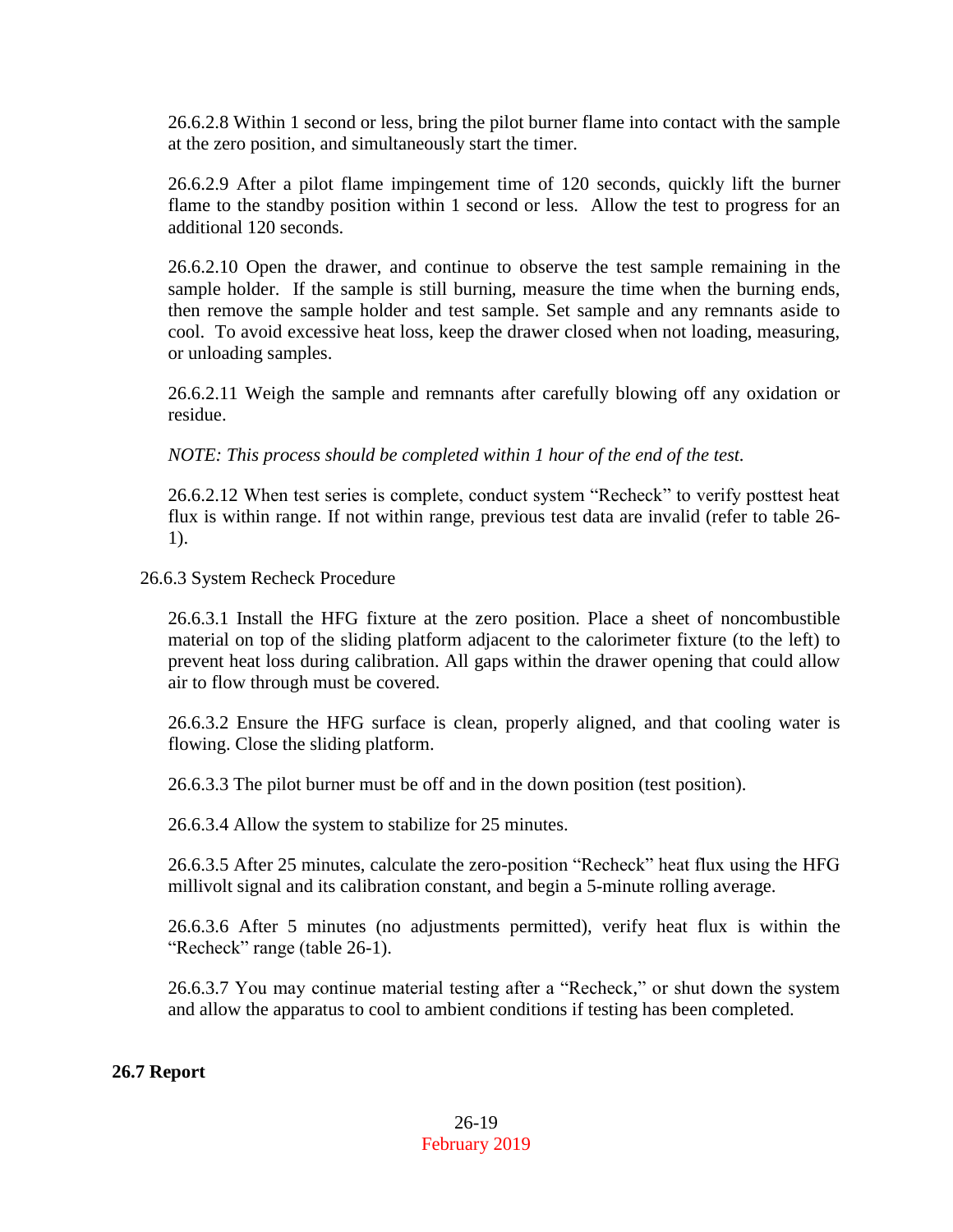26.6.2.8 Within 1 second or less, bring the pilot burner flame into contact with the sample at the zero position, and simultaneously start the timer.

26.6.2.9 After a pilot flame impingement time of 120 seconds, quickly lift the burner flame to the standby position within 1 second or less. Allow the test to progress for an additional 120 seconds.

26.6.2.10 Open the drawer, and continue to observe the test sample remaining in the sample holder. If the sample is still burning, measure the time when the burning ends, then remove the sample holder and test sample. Set sample and any remnants aside to cool. To avoid excessive heat loss, keep the drawer closed when not loading, measuring, or unloading samples.

26.6.2.11 Weigh the sample and remnants after carefully blowing off any oxidation or residue.

*NOTE: This process should be completed within 1 hour of the end of the test.*

26.6.2.12 When test series is complete, conduct system "Recheck" to verify posttest heat flux is within range. If not within range, previous test data are invalid (refer to table 26-1).

26.6.3 System Recheck Procedure

26.6.3.1 Install the HFG fixture at the zero position. Place a sheet of noncombustible material on top of the sliding platform adjacent to the calorimeter fixture (to the left) to prevent heat loss during calibration. All gaps within the drawer opening that could allow air to flow through must be covered.

26.6.3.2 Ensure the HFG surface is clean, properly aligned, and that cooling water is flowing. Close the sliding platform.

26.6.3.3 The pilot burner must be off and in the down position (test position).

26.6.3.4 Allow the system to stabilize for 25 minutes.

26.6.3.5 After 25 minutes, calculate the zero-position "Recheck" heat flux using the HFG millivolt signal and its calibration constant, and begin a 5-minute rolling average.

26.6.3.6 After 5 minutes (no adjustments permitted), verify heat flux is within the "Recheck" range (table 26-1).

26.6.3.7 You may continue material testing after a "Recheck," or shut down the system and allow the apparatus to cool to ambient conditions if testing has been completed.

**26.7 Report**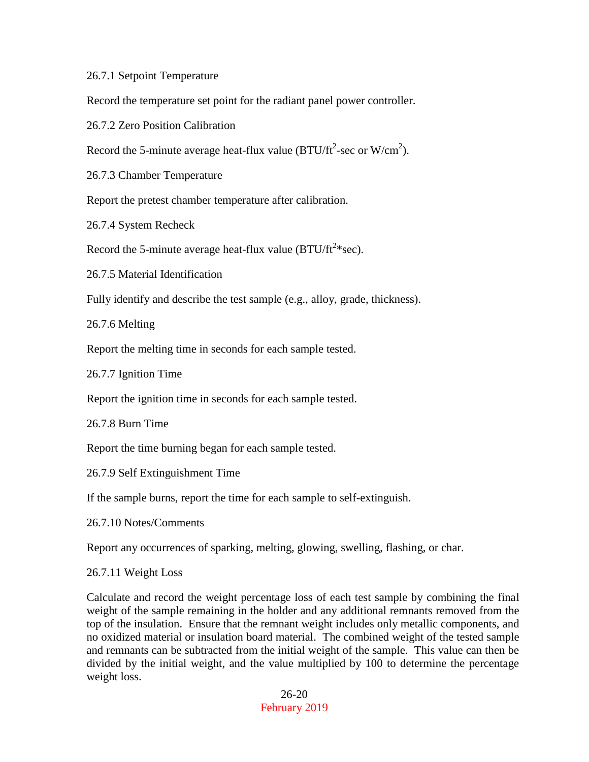### 26.7.1 Setpoint Temperature

Record the temperature set point for the radiant panel power controller.

### 26.7.2 Zero Position Calibration

Record the 5-minute average heat-flux value (BTU/ft$^2$-sec or W/cm$^2$).

### 26.7.3 Chamber Temperature

Report the pretest chamber temperature after calibration.

### 26.7.4 System Recheck

Record the 5-minute average heat-flux value (BTU/ft$^2$*sec).

### 26.7.5 Material Identification

Fully identify and describe the test sample (e.g., alloy, grade, thickness).

### 26.7.6 Melting

Report the melting time in seconds for each sample tested.

### 26.7.7 Ignition Time

Report the ignition time in seconds for each sample tested.

### 26.7.8 Burn Time

Report the time burning began for each sample tested.

### 26.7.9 Self Extinguishment Time

If the sample burns, report the time for each sample to self-extinguish.

### 26.7.10 Notes/Comments

Report any occurrences of sparking, melting, glowing, swelling, flashing, or char.

### 26.7.11 Weight Loss

Calculate and record the weight percentage loss of each test sample by combining the final weight of the sample remaining in the holder and any additional remnants removed from the top of the insulation. Ensure that the remnant weight includes only metallic components, and no oxidized material or insulation board material. The combined weight of the tested sample and remnants can be subtracted from the initial weight of the sample. This value can then be divided by the initial weight, and the value multiplied by 100 to determine the percentage weight loss.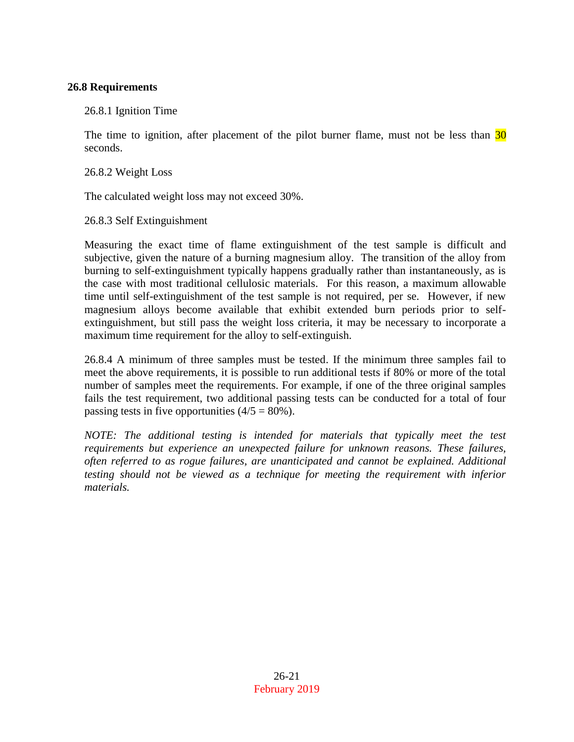**26.8 Requirements**

26.8.1 Ignition Time

The time to ignition, after placement of the pilot burner flame, must not be less than 30 seconds.

26.8.2 Weight Loss

The calculated weight loss may not exceed 30%.

26.8.3 Self Extinguishment

Measuring the exact time of flame extinguishment of the test sample is difficult and subjective, given the nature of a burning magnesium alloy. The transition of the alloy from burning to self-extinguishment typically happens gradually rather than instantaneously, as is the case with most traditional cellulosic materials. For this reason, a maximum allowable time until self-extinguishment of the test sample is not required, per se. However, if new magnesium alloys become available that exhibit extended burn periods prior to self-extinguishment, but still pass the weight loss criteria, it may be necessary to incorporate a maximum time requirement for the alloy to self-extinguish.

26.8.4 A minimum of three samples must be tested. If the minimum three samples fail to meet the above requirements, it is possible to run additional tests if 80% or more of the total number of samples meet the requirements. For example, if one of the three original samples fails the test requirement, two additional passing tests can be conducted for a total of four passing tests in five opportunities (4/5 = 80%).

*NOTE: The additional testing is intended for materials that typically meet the test requirements but experience an unexpected failure for unknown reasons. These failures, often referred to as rogue failures, are unanticipated and cannot be explained. Additional testing should not be viewed as a technique for meeting the requirement with inferior materials.*